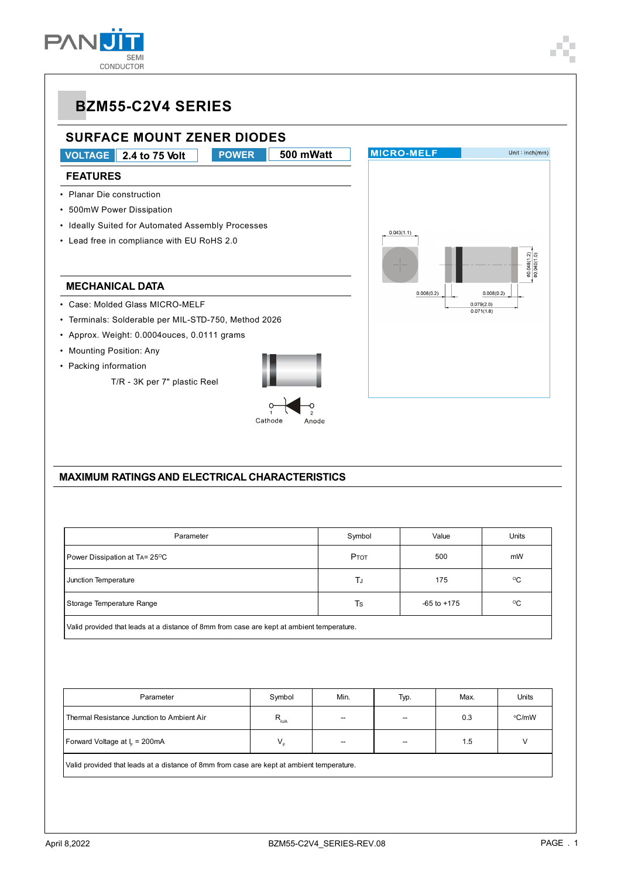# BZM55-C2V4 SERIES

## SURFACE MOUNT ZENER DIODES

VOLTAGE 2.4 to 75 Volt | POWER 500 mWatt

### FEATURES

- Planar Die construction
- 500mW Power Dissipation
- Ideally Suited for Automated Assembly Processes
- Lead free in compliance with EU RoHS 2.0

### MECHANICAL DATA

- Case: Molded Glass MICRO-MELF
- Terminals: Solderable per MIL-STD-750, Method 2026
- Approx. Weight: 0.0004ouces, 0.0111 grams
- Mounting Position: Any
- Packing information

  T/R - 3K per 7" plastic Reel

1 Cathode 2 Anode

MICRO-MELF Unit : inch(mm)

0.043(1.1)
0.008(0.2) 0.008(0.2)
0.079(2.0)
0.071(1.8)
Φ0.048(1.2)
Φ0.040(1.0)

## MAXIMUM RATINGS AND ELECTRICAL CHARACTERISTICS

| Parameter | Symbol | Value | Units |
|---|---|---|---|
| Power Dissipation at $T_A$= 25°C | $P_{TOT}$ | 500 | mW |
| Junction Temperature | $T_J$ | 175 | °C |
| Storage Temperature Range | $T_S$ | -65 to +175 | °C |
| Valid provided that leads at a distance of 8mm from case are kept at ambient temperature. | | | |

| Parameter | Symbol | Min. | Typ. | Max. | Units |
|---|---|---|---|---|---|
| Thermal Resistance Junction to Ambient Air | $R_{\theta JA}$ | -- | -- | 0.3 | °C/mW |
| Forward Voltage at $I_F$ = 200mA | $V_F$ | -- | -- | 1.5 | V |
| Valid provided that leads at a distance of 8mm from case are kept at ambient temperature. | | | | | |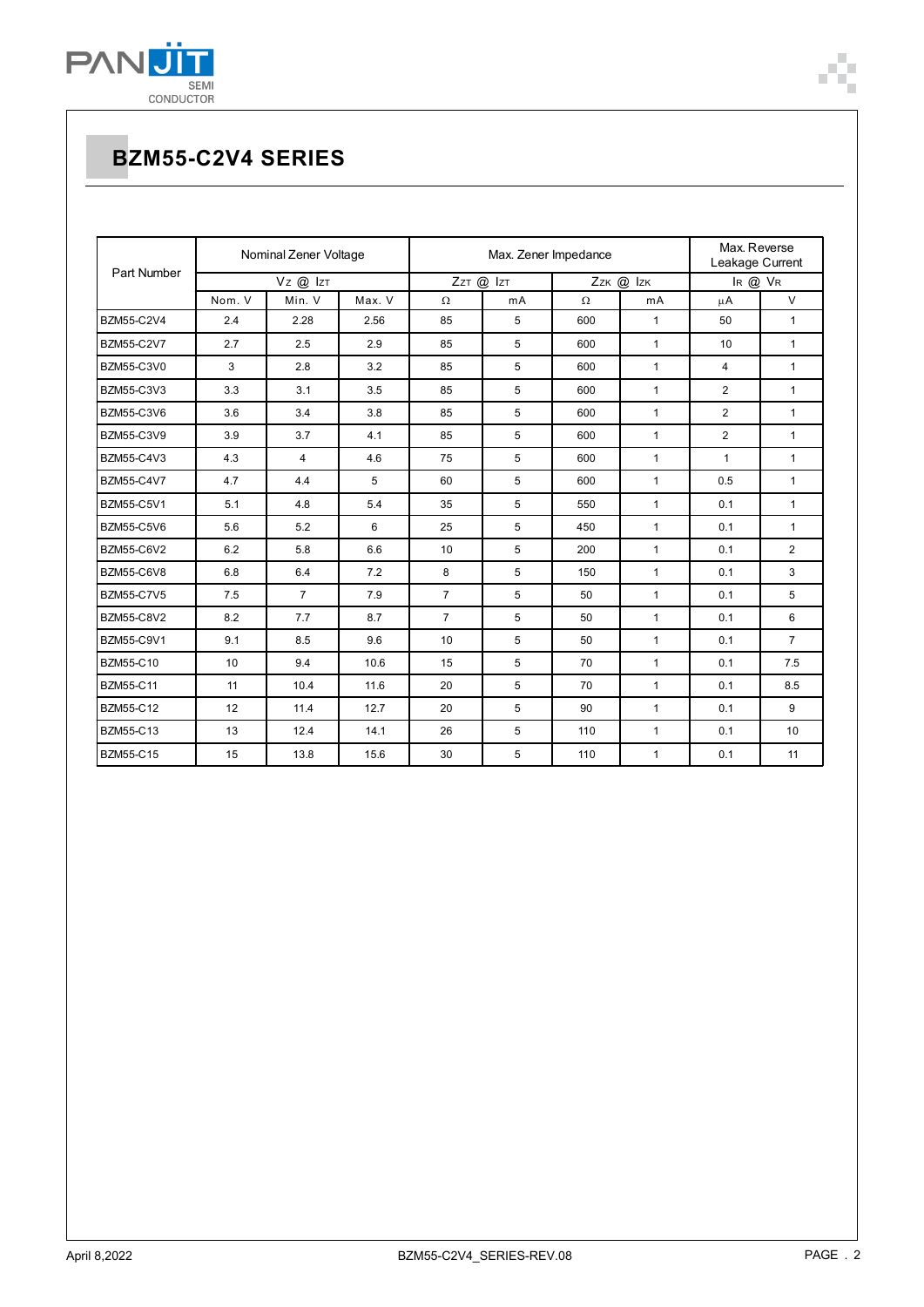## BZM55-C2V4 SERIES

| Part Number | Nominal Zener Voltage | | | Max. Zener Impedance | | | | Max. Reverse Leakage Current | |
|---|---|---|---|---|---|---|---|---|---|
| | $V_Z$ @ $I_{ZT}$ | | | $Z_{ZT}$ @ $I_{ZT}$ | | $Z_{ZK}$ @ $I_{ZK}$ | | $I_R$ @ $V_R$ | |
| | Nom. V | Min. V | Max. V | Ω | mA | Ω | mA | μA | V |
| BZM55-C2V4 | 2.4 | 2.28 | 2.56 | 85 | 5 | 600 | 1 | 50 | 1 |
| BZM55-C2V7 | 2.7 | 2.5 | 2.9 | 85 | 5 | 600 | 1 | 10 | 1 |
| BZM55-C3V0 | 3 | 2.8 | 3.2 | 85 | 5 | 600 | 1 | 4 | 1 |
| BZM55-C3V3 | 3.3 | 3.1 | 3.5 | 85 | 5 | 600 | 1 | 2 | 1 |
| BZM55-C3V6 | 3.6 | 3.4 | 3.8 | 85 | 5 | 600 | 1 | 2 | 1 |
| BZM55-C3V9 | 3.9 | 3.7 | 4.1 | 85 | 5 | 600 | 1 | 2 | 1 |
| BZM55-C4V3 | 4.3 | 4 | 4.6 | 75 | 5 | 600 | 1 | 1 | 1 |
| BZM55-C4V7 | 4.7 | 4.4 | 5 | 60 | 5 | 600 | 1 | 0.5 | 1 |
| BZM55-C5V1 | 5.1 | 4.8 | 5.4 | 35 | 5 | 550 | 1 | 0.1 | 1 |
| BZM55-C5V6 | 5.6 | 5.2 | 6 | 25 | 5 | 450 | 1 | 0.1 | 1 |
| BZM55-C6V2 | 6.2 | 5.8 | 6.6 | 10 | 5 | 200 | 1 | 0.1 | 2 |
| BZM55-C6V8 | 6.8 | 6.4 | 7.2 | 8 | 5 | 150 | 1 | 0.1 | 3 |
| BZM55-C7V5 | 7.5 | 7 | 7.9 | 7 | 5 | 50 | 1 | 0.1 | 5 |
| BZM55-C8V2 | 8.2 | 7.7 | 8.7 | 7 | 5 | 50 | 1 | 0.1 | 6 |
| BZM55-C9V1 | 9.1 | 8.5 | 9.6 | 10 | 5 | 50 | 1 | 0.1 | 7 |
| BZM55-C10 | 10 | 9.4 | 10.6 | 15 | 5 | 70 | 1 | 0.1 | 7.5 |
| BZM55-C11 | 11 | 10.4 | 11.6 | 20 | 5 | 70 | 1 | 0.1 | 8.5 |
| BZM55-C12 | 12 | 11.4 | 12.7 | 20 | 5 | 90 | 1 | 0.1 | 9 |
| BZM55-C13 | 13 | 12.4 | 14.1 | 26 | 5 | 110 | 1 | 0.1 | 10 |
| BZM55-C15 | 15 | 13.8 | 15.6 | 30 | 5 | 110 | 1 | 0.1 | 11 |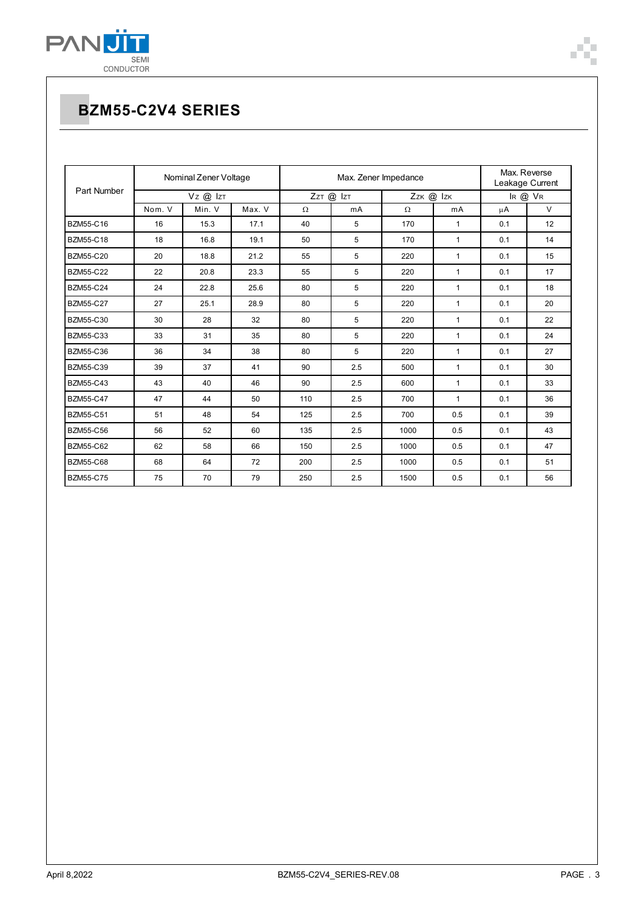## BZM55-C2V4 SERIES

| Part Number | Nominal Zener Voltage | | | Max. Zener Impedance | | | | Max. Reverse Leakage Current | |
|---|---|---|---|---|---|---|---|---|---|
| | $V_Z$ @ $I_{ZT}$ | | | $Z_{ZT}$ @ $I_{ZT}$ | | $Z_{ZK}$ @ $I_{ZK}$ | | $I_R$ @ $V_R$ | |
| | Nom. V | Min. V | Max. V | Ω | mA | Ω | mA | μA | V |
| BZM55-C16 | 16 | 15.3 | 17.1 | 40 | 5 | 170 | 1 | 0.1 | 12 |
| BZM55-C18 | 18 | 16.8 | 19.1 | 50 | 5 | 170 | 1 | 0.1 | 14 |
| BZM55-C20 | 20 | 18.8 | 21.2 | 55 | 5 | 220 | 1 | 0.1 | 15 |
| BZM55-C22 | 22 | 20.8 | 23.3 | 55 | 5 | 220 | 1 | 0.1 | 17 |
| BZM55-C24 | 24 | 22.8 | 25.6 | 80 | 5 | 220 | 1 | 0.1 | 18 |
| BZM55-C27 | 27 | 25.1 | 28.9 | 80 | 5 | 220 | 1 | 0.1 | 20 |
| BZM55-C30 | 30 | 28 | 32 | 80 | 5 | 220 | 1 | 0.1 | 22 |
| BZM55-C33 | 33 | 31 | 35 | 80 | 5 | 220 | 1 | 0.1 | 24 |
| BZM55-C36 | 36 | 34 | 38 | 80 | 5 | 220 | 1 | 0.1 | 27 |
| BZM55-C39 | 39 | 37 | 41 | 90 | 2.5 | 500 | 1 | 0.1 | 30 |
| BZM55-C43 | 43 | 40 | 46 | 90 | 2.5 | 600 | 1 | 0.1 | 33 |
| BZM55-C47 | 47 | 44 | 50 | 110 | 2.5 | 700 | 1 | 0.1 | 36 |
| BZM55-C51 | 51 | 48 | 54 | 125 | 2.5 | 700 | 0.5 | 0.1 | 39 |
| BZM55-C56 | 56 | 52 | 60 | 135 | 2.5 | 1000 | 0.5 | 0.1 | 43 |
| BZM55-C62 | 62 | 58 | 66 | 150 | 2.5 | 1000 | 0.5 | 0.1 | 47 |
| BZM55-C68 | 68 | 64 | 72 | 200 | 2.5 | 1000 | 0.5 | 0.1 | 51 |
| BZM55-C75 | 75 | 70 | 79 | 250 | 2.5 | 1500 | 0.5 | 0.1 | 56 |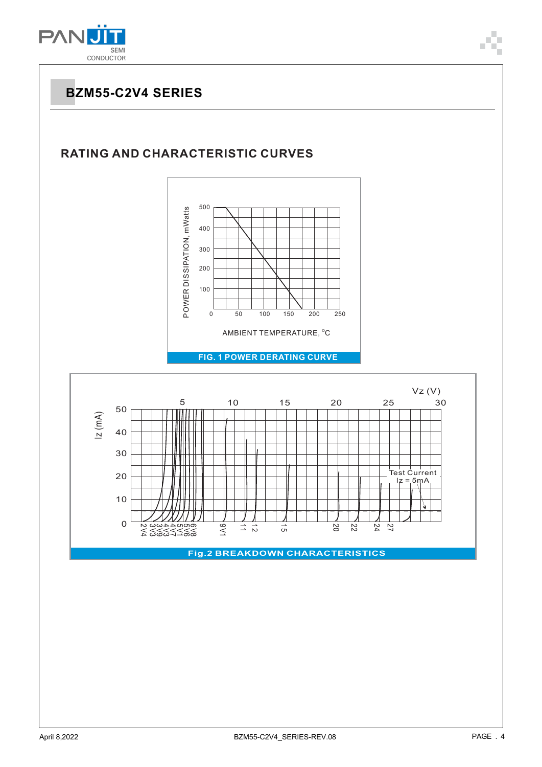# BZM55-C2V4 SERIES

## RATING AND CHARACTERISTIC CURVES

POWER DISSIPATION, mWatts

500
400
300
200
100
0

50 100 150 200 250

AMBIENT TEMPERATURE, °C

FIG. 1 POWER DERATING CURVE

Vz (V)

5 10 15 20 25 30

Iz (mA)

50
40
30
20
10
0

2V4 3V3 3V9 4V3 4V7 5V1 5V6 6V8 9V1 11 12 15 20 22 24 27

Test Current
Iz = 5mA

Fig.2 BREAKDOWN CHARACTERISTICS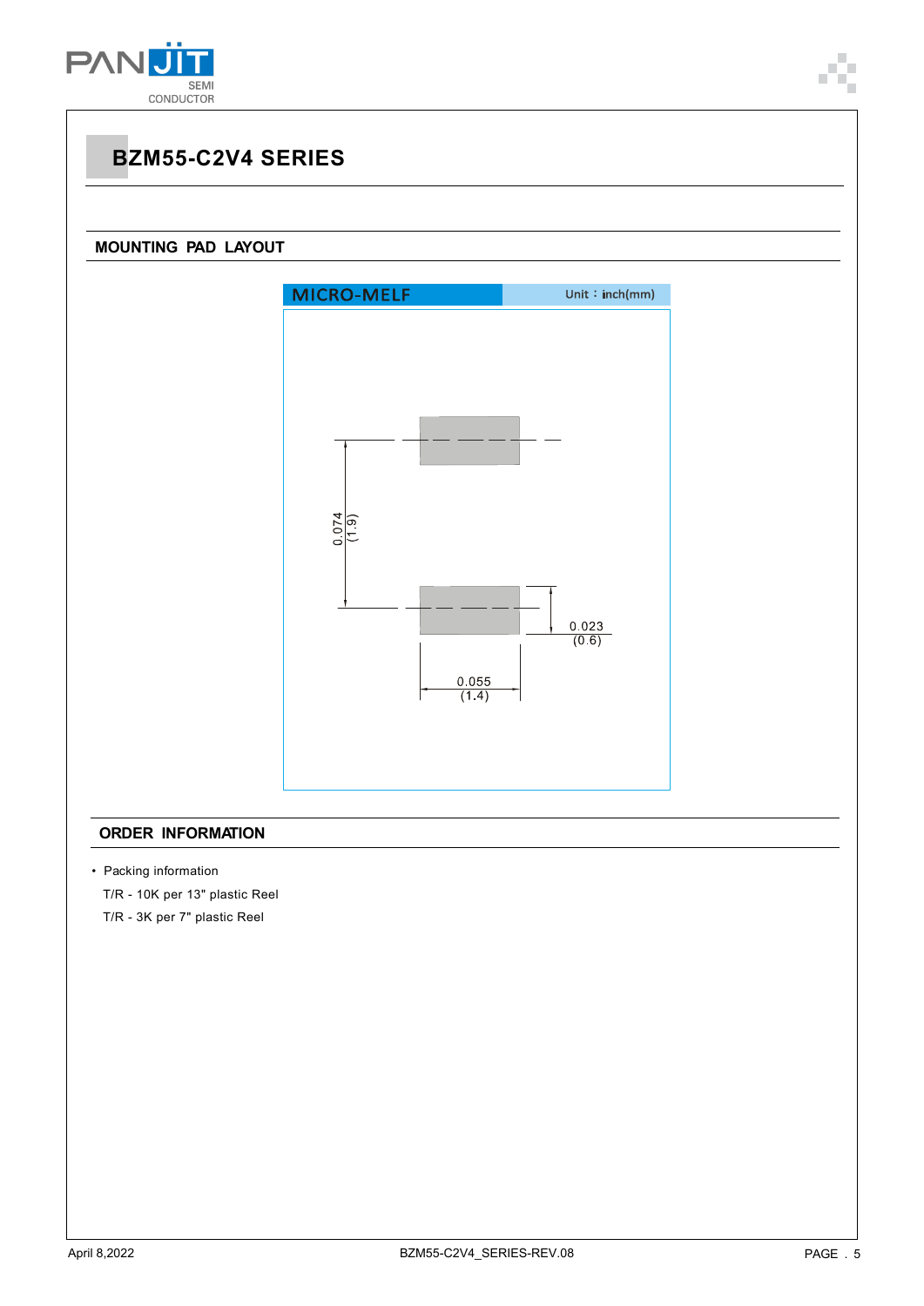## BZM55-C2V4 SERIES

### MOUNTING PAD LAYOUT

MICRO-MELF    Unit：inch(mm)

0.074 (1.9)

0.023 (0.6)

0.055 (1.4)

### ORDER INFORMATION

- Packing information

  T/R - 10K per 13" plastic Reel

  T/R - 3K per 7" plastic Reel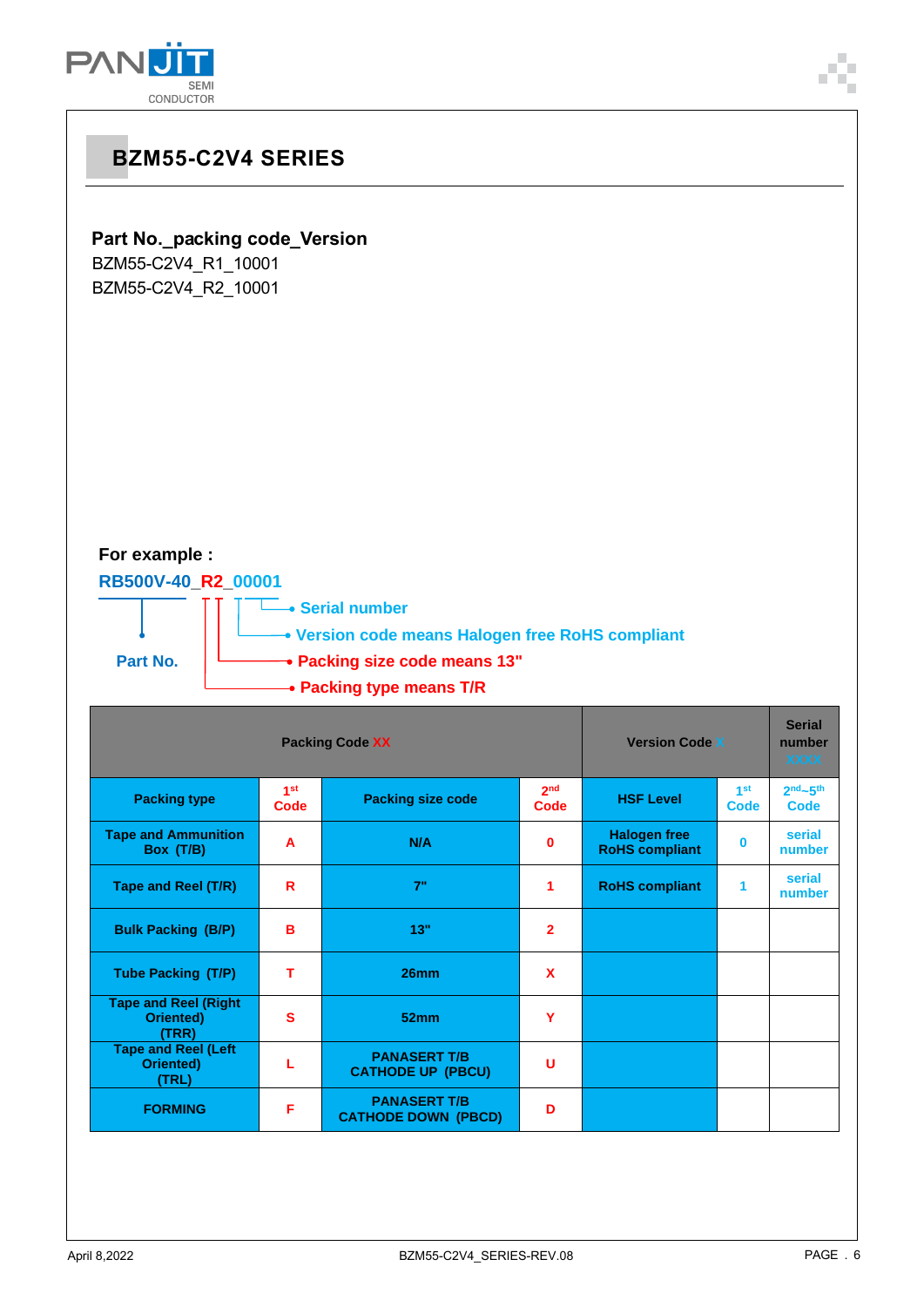## BZM55-C2V4 SERIES

**Part No._packing code_Version**

BZM55-C2V4_R1_10001
BZM55-C2V4_R2_10001

**For example :**

**RB500V-40_R2_00001**

- Part No.
- Serial number
- Version code means Halogen free RoHS compliant
- Packing size code means 13"
- Packing type means T/R

| Packing Code XX | | | | Version Code X | | Serial number XXXX |
|---|---|---|---|---|---|---|
| Packing type | 1st Code | Packing size code | 2nd Code | HSF Level | 1st Code | 2nd~5th Code |
| Tape and Ammunition Box (T/B) | A | N/A | 0 | Halogen free RoHS compliant | 0 | serial number |
| Tape and Reel (T/R) | R | 7" | 1 | RoHS compliant | 1 | serial number |
| Bulk Packing (B/P) | B | 13" | 2 | | | |
| Tube Packing (T/P) | T | 26mm | X | | | |
| Tape and Reel (Right Oriented) (TRR) | S | 52mm | Y | | | |
| Tape and Reel (Left Oriented) (TRL) | L | PANASERT T/B CATHODE UP (PBCU) | U | | | |
| FORMING | F | PANASERT T/B CATHODE DOWN (PBCD) | D | | | |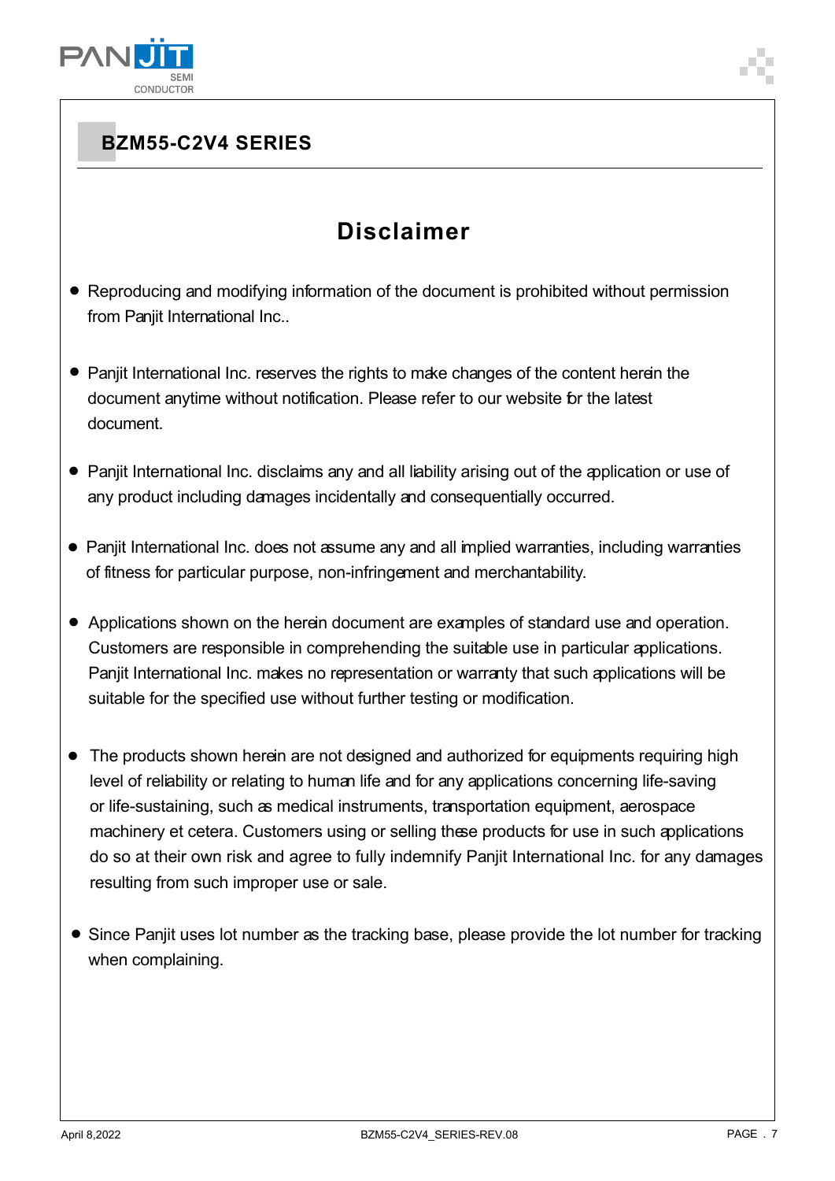## BZM55-C2V4 SERIES

# Disclaimer

- Reproducing and modifying information of the document is prohibited without permission from Panjit International Inc..
- Panjit International Inc. reserves the rights to make changes of the content herein the document anytime without notification. Please refer to our website for the latest document.
- Panjit International Inc. disclaims any and all liability arising out of the application or use of any product including damages incidentally and consequentially occurred.
- Panjit International Inc. does not assume any and all implied warranties, including warranties of fitness for particular purpose, non-infringement and merchantability.
- Applications shown on the herein document are examples of standard use and operation. Customers are responsible in comprehending the suitable use in particular applications. Panjit International Inc. makes no representation or warranty that such applications will be suitable for the specified use without further testing or modification.
- The products shown herein are not designed and authorized for equipments requiring high level of reliability or relating to human life and for any applications concerning life-saving or life-sustaining, such as medical instruments, transportation equipment, aerospace machinery et cetera. Customers using or selling these products for use in such applications do so at their own risk and agree to fully indemnify Panjit International Inc. for any damages resulting from such improper use or sale.
- Since Panjit uses lot number as the tracking base, please provide the lot number for tracking when complaining.